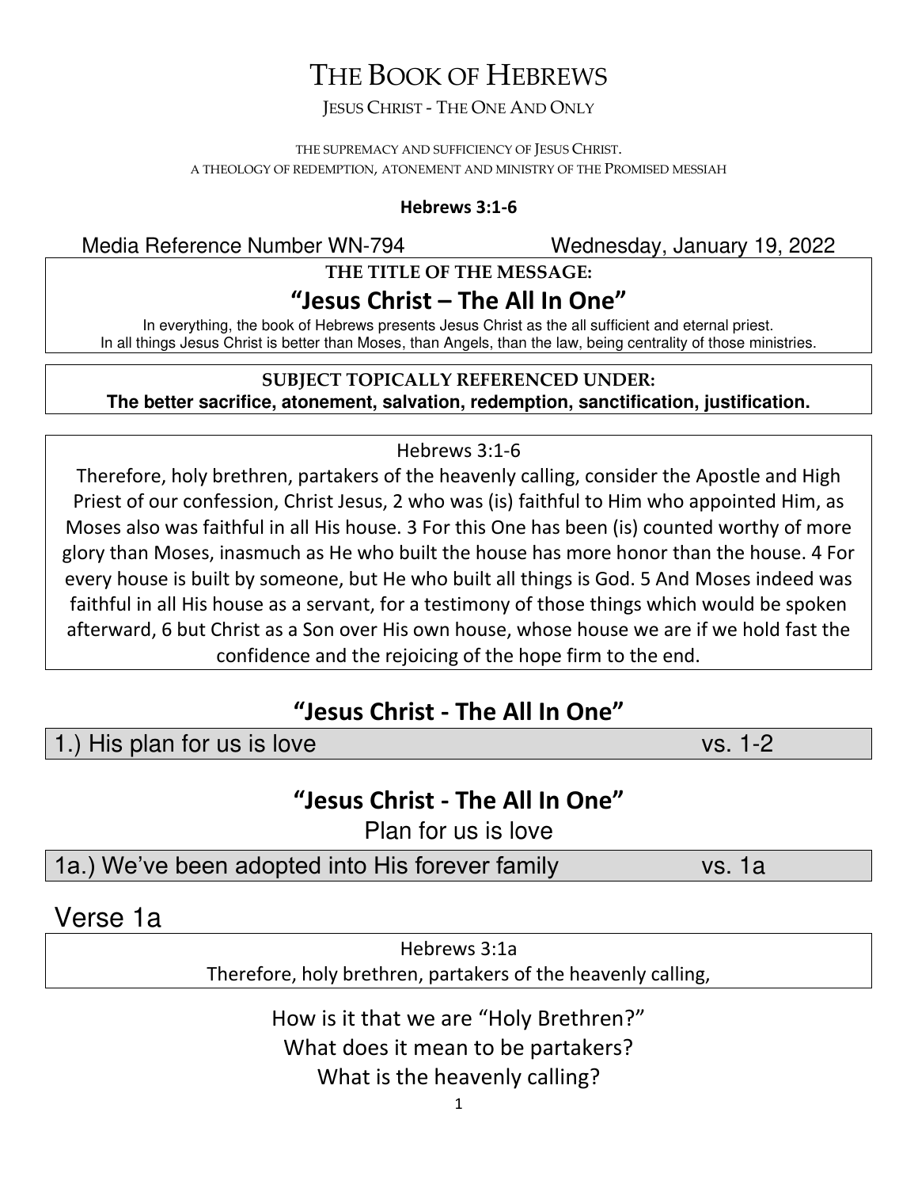# THE BOOK OF HEBREWS

JESUS CHRIST - THE ONE AND ONLY

THE SUPREMACY AND SUFFICIENCY OF JESUS CHRIST.
A THEOLOGY OF REDEMPTION, ATONEMENT AND MINISTRY OF THE PROMISED MESSIAH

**Hebrews 3:1-6**

Media Reference Number WN-794 Wednesday, January 19, 2022

**THE TITLE OF THE MESSAGE:**

## "Jesus Christ – The All In One"

In everything, the book of Hebrews presents Jesus Christ as the all sufficient and eternal priest.
In all things Jesus Christ is better than Moses, than Angels, than the law, being centrality of those ministries.

**SUBJECT TOPICALLY REFERENCED UNDER:**
**The better sacrifice, atonement, salvation, redemption, sanctification, justification.**

Hebrews 3:1-6

Therefore, holy brethren, partakers of the heavenly calling, consider the Apostle and High Priest of our confession, Christ Jesus, 2 who was (is) faithful to Him who appointed Him, as Moses also was faithful in all His house. 3 For this One has been (is) counted worthy of more glory than Moses, inasmuch as He who built the house has more honor than the house. 4 For every house is built by someone, but He who built all things is God. 5 And Moses indeed was faithful in all His house as a servant, for a testimony of those things which would be spoken afterward, 6 but Christ as a Son over His own house, whose house we are if we hold fast the confidence and the rejoicing of the hope firm to the end.

## "Jesus Christ - The All In One"

1.) His plan for us is love vs. 1-2

## "Jesus Christ - The All In One"

Plan for us is love

1a.) We've been adopted into His forever family vs. 1a

## Verse 1a

Hebrews 3:1a

Therefore, holy brethren, partakers of the heavenly calling,

How is it that we are "Holy Brethren?"

What does it mean to be partakers?

What is the heavenly calling?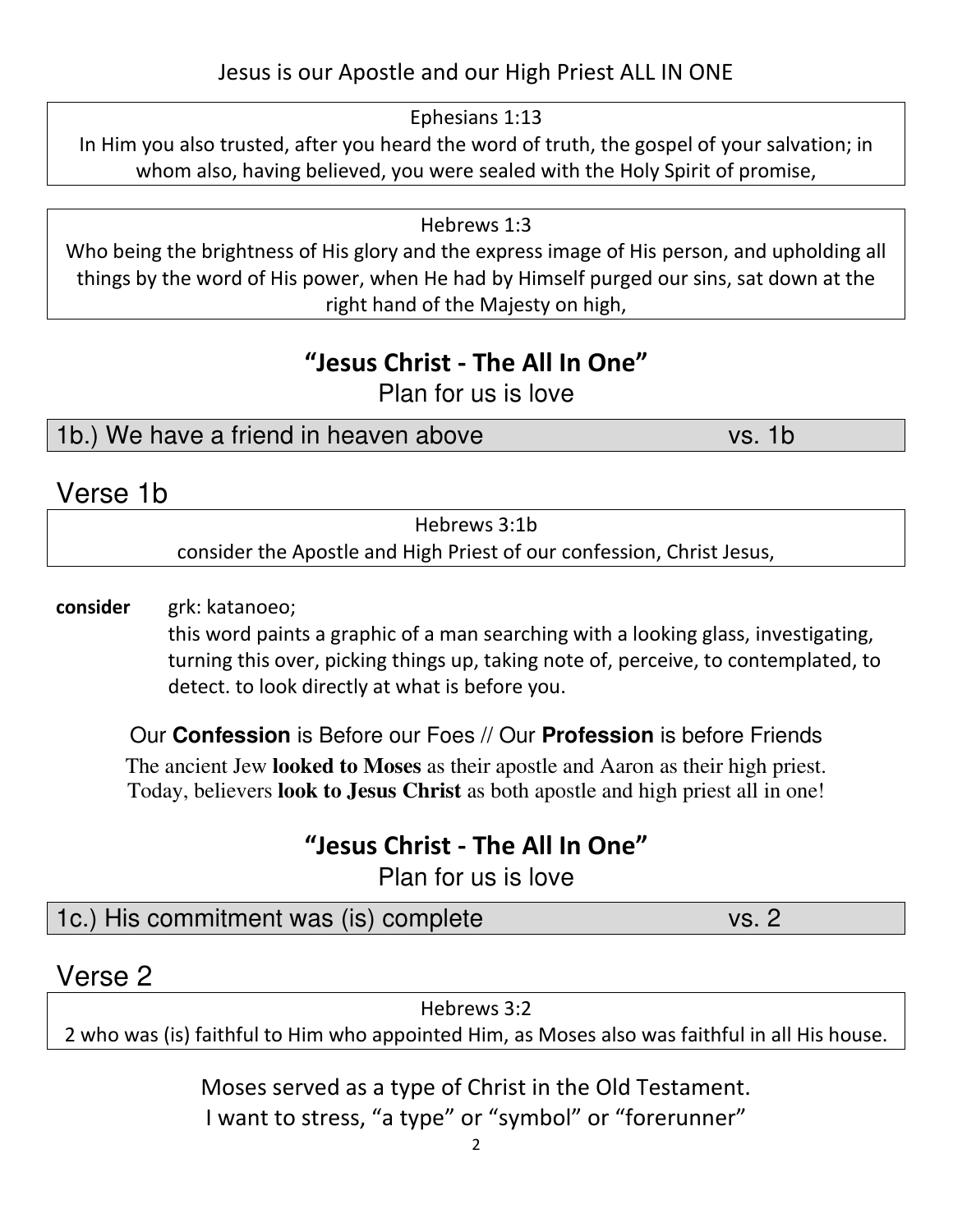Jesus is our Apostle and our High Priest ALL IN ONE

> Ephesians 1:13
> In Him you also trusted, after you heard the word of truth, the gospel of your salvation; in whom also, having believed, you were sealed with the Holy Spirit of promise,

> Hebrews 1:3
> Who being the brightness of His glory and the express image of His person, and upholding all things by the word of His power, when He had by Himself purged our sins, sat down at the right hand of the Majesty on high,

## "Jesus Christ - The All In One"

Plan for us is love

**1b.) We have a friend in heaven above — vs. 1b**

## Verse 1b

> Hebrews 3:1b
> consider the Apostle and High Priest of our confession, Christ Jesus,

**consider** grk: katanoeo;
this word paints a graphic of a man searching with a looking glass, investigating, turning this over, picking things up, taking note of, perceive, to contemplated, to detect. to look directly at what is before you.

Our **Confession** is Before our Foes // Our **Profession** is before Friends

The ancient Jew **looked to Moses** as their apostle and Aaron as their high priest.
Today, believers **look to Jesus Christ** as both apostle and high priest all in one!

## "Jesus Christ - The All In One"

Plan for us is love

**1c.) His commitment was (is) complete — vs. 2**

## Verse 2

> Hebrews 3:2
> 2 who was (is) faithful to Him who appointed Him, as Moses also was faithful in all His house.

Moses served as a type of Christ in the Old Testament.
I want to stress, "a type" or "symbol" or "forerunner"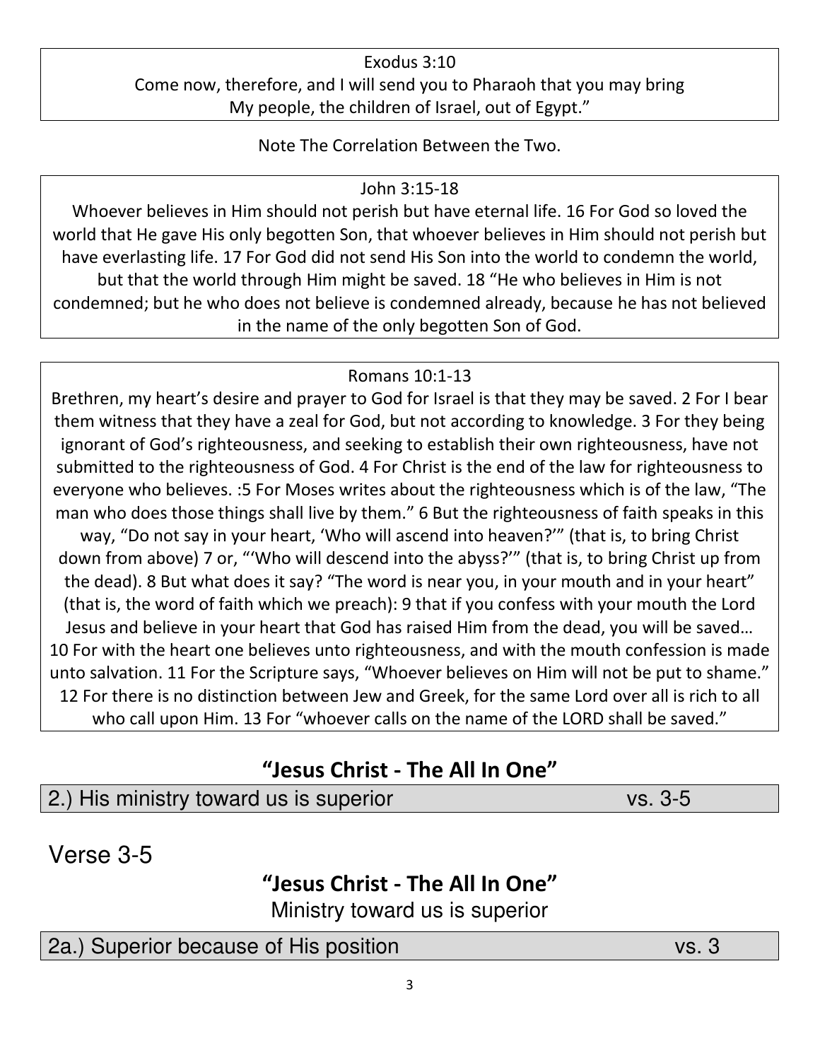Exodus 3:10
Come now, therefore, and I will send you to Pharaoh that you may bring My people, the children of Israel, out of Egypt."

Note The Correlation Between the Two.

John 3:15-18
Whoever believes in Him should not perish but have eternal life. 16 For God so loved the world that He gave His only begotten Son, that whoever believes in Him should not perish but have everlasting life. 17 For God did not send His Son into the world to condemn the world, but that the world through Him might be saved. 18 "He who believes in Him is not condemned; but he who does not believe is condemned already, because he has not believed in the name of the only begotten Son of God.

Romans 10:1-13
Brethren, my heart's desire and prayer to God for Israel is that they may be saved. 2 For I bear them witness that they have a zeal for God, but not according to knowledge. 3 For they being ignorant of God's righteousness, and seeking to establish their own righteousness, have not submitted to the righteousness of God. 4 For Christ is the end of the law for righteousness to everyone who believes. :5 For Moses writes about the righteousness which is of the law, "The man who does those things shall live by them." 6 But the righteousness of faith speaks in this way, "Do not say in your heart, 'Who will ascend into heaven?'" (that is, to bring Christ down from above) 7 or, "'Who will descend into the abyss?'" (that is, to bring Christ up from the dead). 8 But what does it say? "The word is near you, in your mouth and in your heart" (that is, the word of faith which we preach): 9 that if you confess with your mouth the Lord Jesus and believe in your heart that God has raised Him from the dead, you will be saved… 10 For with the heart one believes unto righteousness, and with the mouth confession is made unto salvation. 11 For the Scripture says, "Whoever believes on Him will not be put to shame." 12 For there is no distinction between Jew and Greek, for the same Lord over all is rich to all who call upon Him. 13 For "whoever calls on the name of the LORD shall be saved."

## "Jesus Christ - The All In One"

2.) His ministry toward us is superior vs. 3-5

# Verse 3-5

## "Jesus Christ - The All In One"

Ministry toward us is superior

2a.) Superior because of His position vs. 3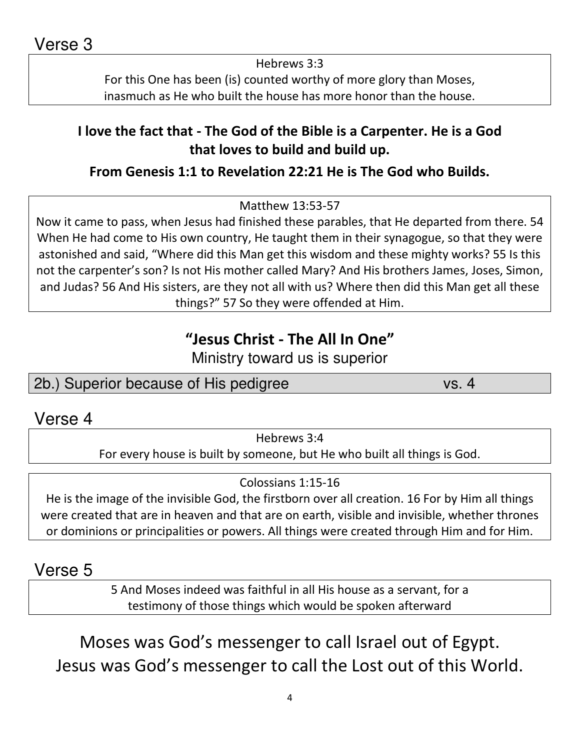## Verse 3

Hebrews 3:3
For this One has been (is) counted worthy of more glory than Moses,
inasmuch as He who built the house has more honor than the house.

**I love the fact that - The God of the Bible is a Carpenter. He is a God that loves to build and build up.**

**From Genesis 1:1 to Revelation 22:21 He is The God who Builds.**

Matthew 13:53-57
Now it came to pass, when Jesus had finished these parables, that He departed from there. 54 When He had come to His own country, He taught them in their synagogue, so that they were astonished and said, "Where did this Man get this wisdom and these mighty works? 55 Is this not the carpenter's son? Is not His mother called Mary? And His brothers James, Joses, Simon, and Judas? 56 And His sisters, are they not all with us? Where then did this Man get all these things?" 57 So they were offended at Him.

### "Jesus Christ - The All In One"

Ministry toward us is superior

2b.) Superior because of His pedigree vs. 4

## Verse 4

Hebrews 3:4
For every house is built by someone, but He who built all things is God.

Colossians 1:15-16
He is the image of the invisible God, the firstborn over all creation. 16 For by Him all things were created that are in heaven and that are on earth, visible and invisible, whether thrones or dominions or principalities or powers. All things were created through Him and for Him.

## Verse 5

5 And Moses indeed was faithful in all His house as a servant, for a testimony of those things which would be spoken afterward

Moses was God's messenger to call Israel out of Egypt.
Jesus was God's messenger to call the Lost out of this World.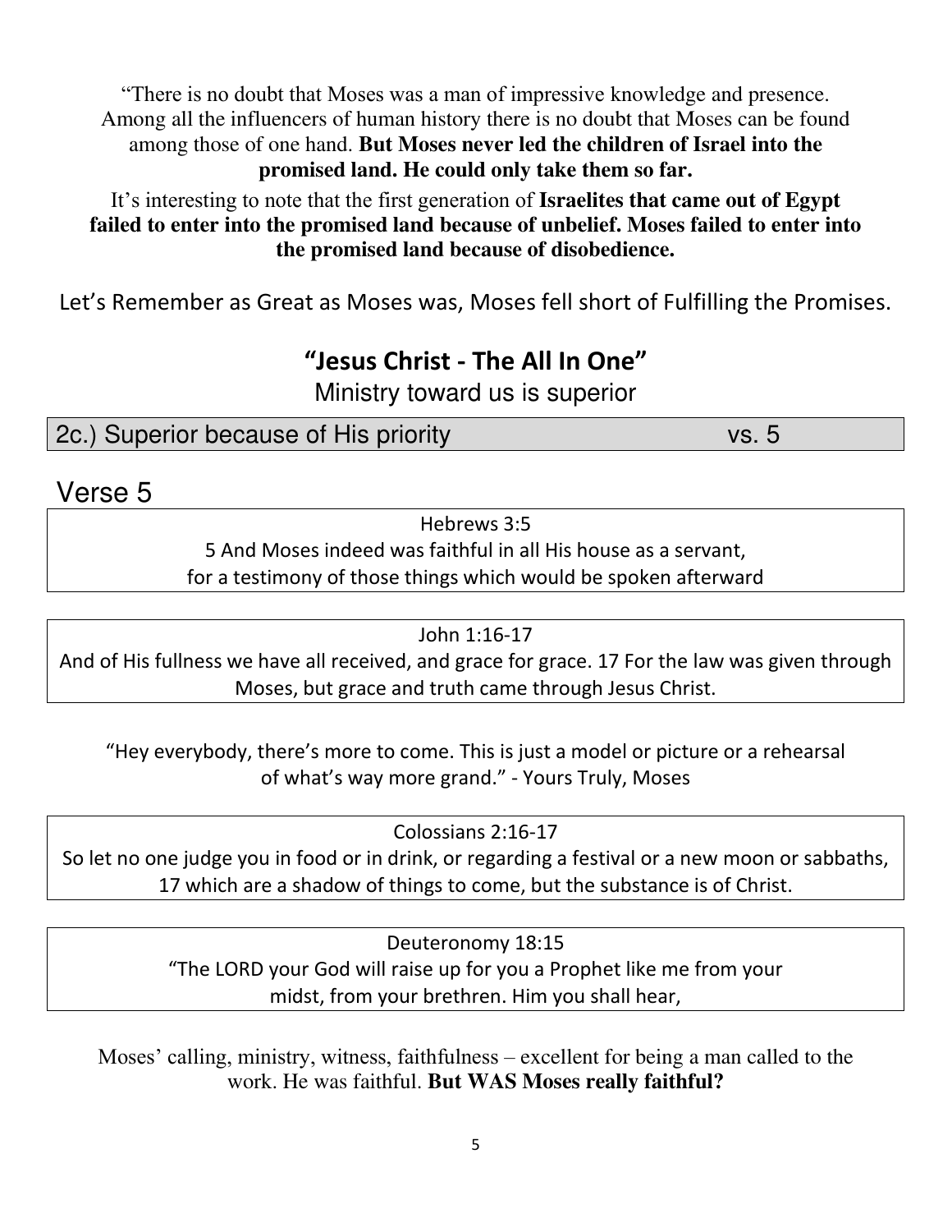"There is no doubt that Moses was a man of impressive knowledge and presence. Among all the influencers of human history there is no doubt that Moses can be found among those of one hand. **But Moses never led the children of Israel into the promised land. He could only take them so far.**

It's interesting to note that the first generation of **Israelites that came out of Egypt failed to enter into the promised land because of unbelief. Moses failed to enter into the promised land because of disobedience.**

Let's Remember as Great as Moses was, Moses fell short of Fulfilling the Promises.

## "Jesus Christ - The All In One"

Ministry toward us is superior

| 2c.) Superior because of His priority | vs. 5 |
|---|---|

## Verse 5

> Hebrews 3:5
> 5 And Moses indeed was faithful in all His house as a servant, for a testimony of those things which would be spoken afterward

> John 1:16-17
> And of His fullness we have all received, and grace for grace. 17 For the law was given through Moses, but grace and truth came through Jesus Christ.

"Hey everybody, there's more to come. This is just a model or picture or a rehearsal of what's way more grand." - Yours Truly, Moses

> Colossians 2:16-17
> So let no one judge you in food or in drink, or regarding a festival or a new moon or sabbaths, 17 which are a shadow of things to come, but the substance is of Christ.

> Deuteronomy 18:15
> "The LORD your God will raise up for you a Prophet like me from your midst, from your brethren. Him you shall hear,

Moses' calling, ministry, witness, faithfulness – excellent for being a man called to the work. He was faithful. **But WAS Moses really faithful?**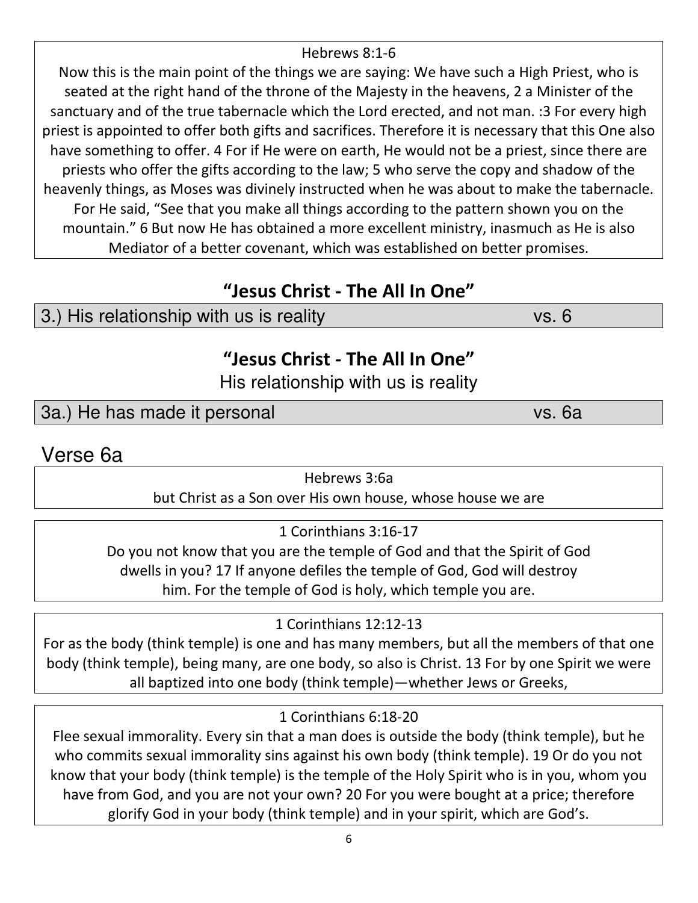Hebrews 8:1-6

Now this is the main point of the things we are saying: We have such a High Priest, who is seated at the right hand of the throne of the Majesty in the heavens, 2 a Minister of the sanctuary and of the true tabernacle which the Lord erected, and not man. :3 For every high priest is appointed to offer both gifts and sacrifices. Therefore it is necessary that this One also have something to offer. 4 For if He were on earth, He would not be a priest, since there are priests who offer the gifts according to the law; 5 who serve the copy and shadow of the heavenly things, as Moses was divinely instructed when he was about to make the tabernacle. For He said, "See that you make all things according to the pattern shown you on the mountain." 6 But now He has obtained a more excellent ministry, inasmuch as He is also Mediator of a better covenant, which was established on better promises.

## "Jesus Christ - The All In One"

3.) His relationship with us is reality — vs. 6

## "Jesus Christ - The All In One"

His relationship with us is reality

3a.) He has made it personal — vs. 6a

## Verse 6a

Hebrews 3:6a

but Christ as a Son over His own house, whose house we are

1 Corinthians 3:16-17

Do you not know that you are the temple of God and that the Spirit of God dwells in you? 17 If anyone defiles the temple of God, God will destroy him. For the temple of God is holy, which temple you are.

1 Corinthians 12:12-13

For as the body (think temple) is one and has many members, but all the members of that one body (think temple), being many, are one body, so also is Christ. 13 For by one Spirit we were all baptized into one body (think temple)—whether Jews or Greeks,

1 Corinthians 6:18-20

Flee sexual immorality. Every sin that a man does is outside the body (think temple), but he who commits sexual immorality sins against his own body (think temple). 19 Or do you not know that your body (think temple) is the temple of the Holy Spirit who is in you, whom you have from God, and you are not your own? 20 For you were bought at a price; therefore glorify God in your body (think temple) and in your spirit, which are God's.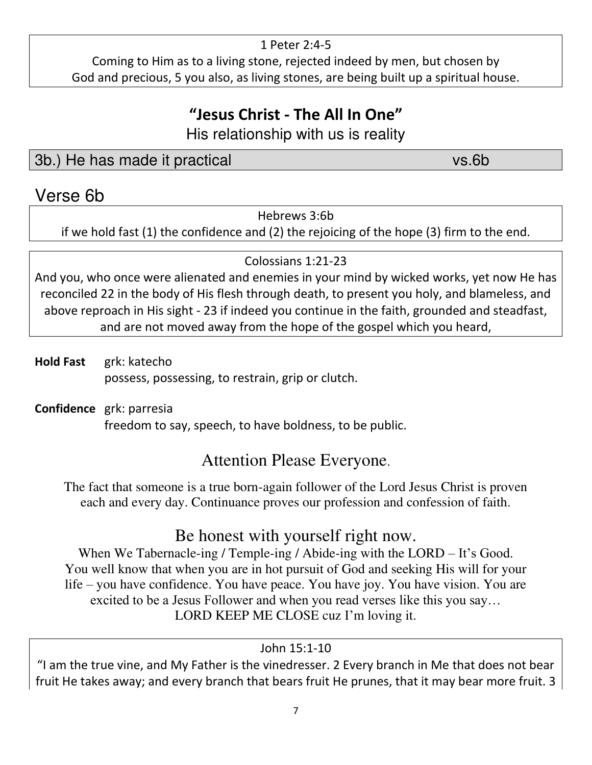1 Peter 2:4-5

Coming to Him as to a living stone, rejected indeed by men, but chosen by God and precious, 5 you also, as living stones, are being built up a spiritual house.

## "Jesus Christ - The All In One"

His relationship with us is reality

### 3b.) He has made it practical vs.6b

## Verse 6b

Hebrews 3:6b

if we hold fast (1) the confidence and (2) the rejoicing of the hope (3) firm to the end.

Colossians 1:21-23

And you, who once were alienated and enemies in your mind by wicked works, yet now He has reconciled 22 in the body of His flesh through death, to present you holy, and blameless, and above reproach in His sight - 23 if indeed you continue in the faith, grounded and steadfast, and are not moved away from the hope of the gospel which you heard,

**Hold Fast** grk: katecho
possess, possessing, to restrain, grip or clutch.

**Confidence** grk: parresia
freedom to say, speech, to have boldness, to be public.

## Attention Please Everyone.

The fact that someone is a true born-again follower of the Lord Jesus Christ is proven each and every day. Continuance proves our profession and confession of faith.

## Be honest with yourself right now.

When We Tabernacle-ing / Temple-ing / Abide-ing with the LORD – It's Good. You well know that when you are in hot pursuit of God and seeking His will for your life – you have confidence. You have peace. You have joy. You have vision. You are excited to be a Jesus Follower and when you read verses like this you say… LORD KEEP ME CLOSE cuz I'm loving it.

John 15:1-10

"I am the true vine, and My Father is the vinedresser. 2 Every branch in Me that does not bear fruit He takes away; and every branch that bears fruit He prunes, that it may bear more fruit. 3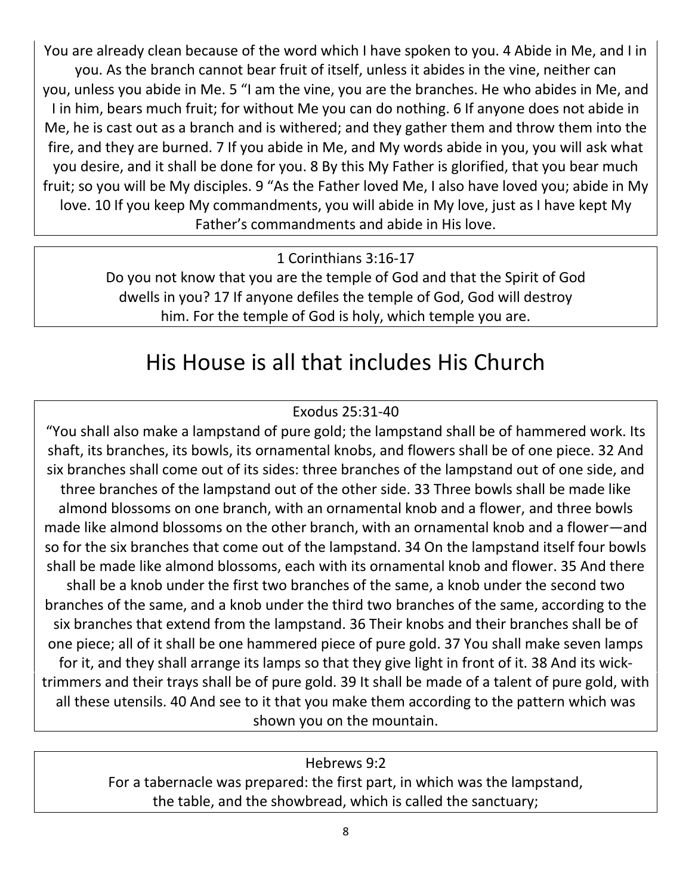You are already clean because of the word which I have spoken to you. 4 Abide in Me, and I in you. As the branch cannot bear fruit of itself, unless it abides in the vine, neither can you, unless you abide in Me. 5 "I am the vine, you are the branches. He who abides in Me, and I in him, bears much fruit; for without Me you can do nothing. 6 If anyone does not abide in Me, he is cast out as a branch and is withered; and they gather them and throw them into the fire, and they are burned. 7 If you abide in Me, and My words abide in you, you will ask what you desire, and it shall be done for you. 8 By this My Father is glorified, that you bear much fruit; so you will be My disciples. 9 "As the Father loved Me, I also have loved you; abide in My love. 10 If you keep My commandments, you will abide in My love, just as I have kept My Father's commandments and abide in His love.

1 Corinthians 3:16-17

Do you not know that you are the temple of God and that the Spirit of God dwells in you? 17 If anyone defiles the temple of God, God will destroy him. For the temple of God is holy, which temple you are.

# His House is all that includes His Church

Exodus 25:31-40

"You shall also make a lampstand of pure gold; the lampstand shall be of hammered work. Its shaft, its branches, its bowls, its ornamental knobs, and flowers shall be of one piece. 32 And six branches shall come out of its sides: three branches of the lampstand out of one side, and three branches of the lampstand out of the other side. 33 Three bowls shall be made like almond blossoms on one branch, with an ornamental knob and a flower, and three bowls made like almond blossoms on the other branch, with an ornamental knob and a flower—and so for the six branches that come out of the lampstand. 34 On the lampstand itself four bowls shall be made like almond blossoms, each with its ornamental knob and flower. 35 And there shall be a knob under the first two branches of the same, a knob under the second two branches of the same, and a knob under the third two branches of the same, according to the six branches that extend from the lampstand. 36 Their knobs and their branches shall be of one piece; all of it shall be one hammered piece of pure gold. 37 You shall make seven lamps for it, and they shall arrange its lamps so that they give light in front of it. 38 And its wick-trimmers and their trays shall be of pure gold. 39 It shall be made of a talent of pure gold, with all these utensils. 40 And see to it that you make them according to the pattern which was shown you on the mountain.

Hebrews 9:2

For a tabernacle was prepared: the first part, in which was the lampstand, the table, and the showbread, which is called the sanctuary;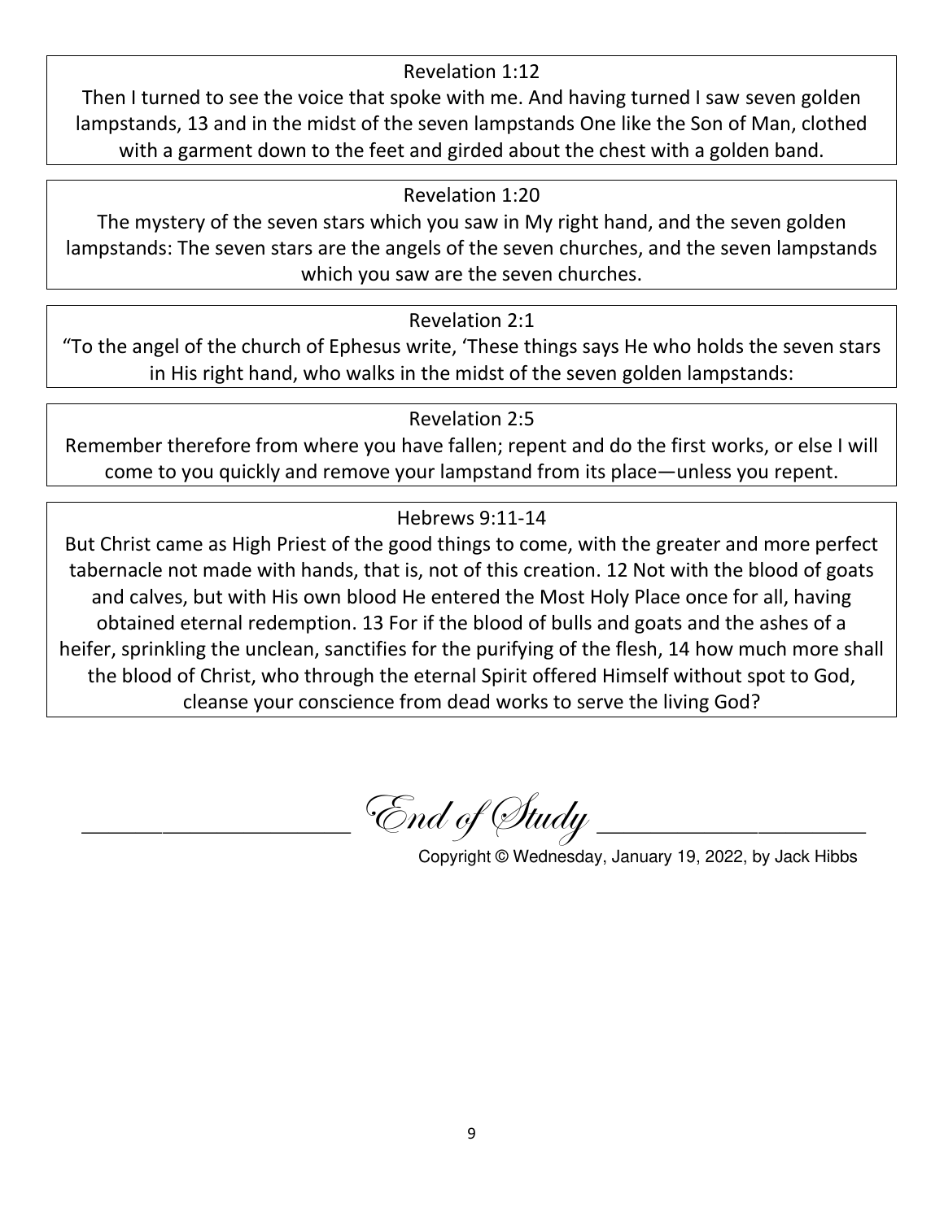Revelation 1:12

Then I turned to see the voice that spoke with me. And having turned I saw seven golden lampstands, 13 and in the midst of the seven lampstands One like the Son of Man, clothed with a garment down to the feet and girded about the chest with a golden band.

Revelation 1:20

The mystery of the seven stars which you saw in My right hand, and the seven golden lampstands: The seven stars are the angels of the seven churches, and the seven lampstands which you saw are the seven churches.

Revelation 2:1

“To the angel of the church of Ephesus write, ‘These things says He who holds the seven stars in His right hand, who walks in the midst of the seven golden lampstands:

Revelation 2:5

Remember therefore from where you have fallen; repent and do the first works, or else I will come to you quickly and remove your lampstand from its place—unless you repent.

Hebrews 9:11-14

But Christ came as High Priest of the good things to come, with the greater and more perfect tabernacle not made with hands, that is, not of this creation. 12 Not with the blood of goats and calves, but with His own blood He entered the Most Holy Place once for all, having obtained eternal redemption. 13 For if the blood of bulls and goats and the ashes of a heifer, sprinkling the unclean, sanctifies for the purifying of the flesh, 14 how much more shall the blood of Christ, who through the eternal Spirit offered Himself without spot to God, cleanse your conscience from dead works to serve the living God?

*End of Study*

Copyright © Wednesday, January 19, 2022, by Jack Hibbs